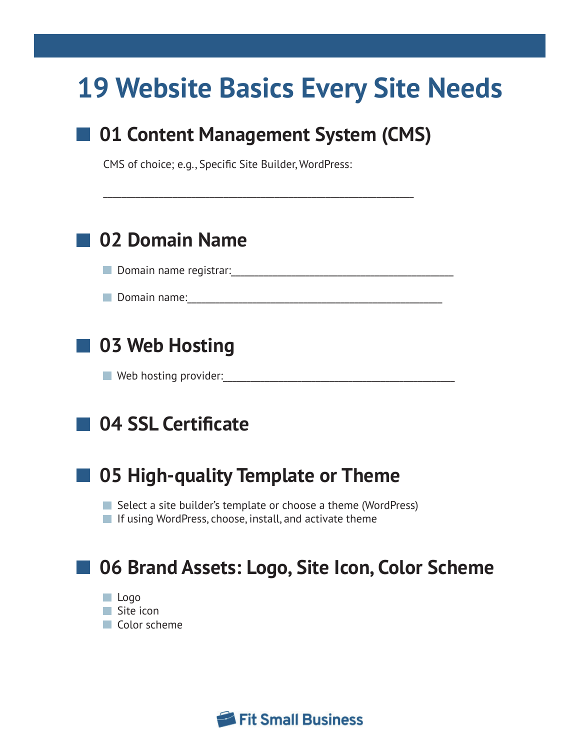# 19 Website Basics Every Site Needs

## 01 Content Management System (CMS)

CMS of choice; e.g., Specific Site Builder, WordPress:

\_\_\_\_\_\_\_\_\_\_\_\_\_\_\_\_\_\_\_\_\_\_\_\_\_\_\_\_\_\_\_\_\_\_\_\_\_\_\_\_\_\_\_\_\_\_\_\_\_\_\_\_\_\_

## 02 Domain Name

- Domain name registrar:\_\_\_\_\_\_\_\_\_\_\_\_\_\_\_\_\_\_\_\_\_\_\_\_\_\_\_\_\_\_\_\_\_\_\_\_\_\_\_\_
- Domain name:\_\_\_\_\_\_\_\_\_\_\_\_\_\_\_\_\_\_\_\_\_\_\_\_\_\_\_\_\_\_\_\_\_\_\_\_\_\_\_\_\_\_\_\_\_\_

## 03 Web Hosting

- Web hosting provider:\_\_\_\_\_\_\_\_\_\_\_\_\_\_\_\_\_\_\_\_\_\_\_\_\_\_\_\_\_\_\_\_\_\_\_\_\_\_\_\_\_\_

## 04 SSL Certificate

## 05 High-quality Template or Theme

- Select a site builder’s template or choose a theme (WordPress)
- If using WordPress, choose, install, and activate theme

## 06 Brand Assets: Logo, Site Icon, Color Scheme

- Logo
- Site icon
- Color scheme

Fit Small Business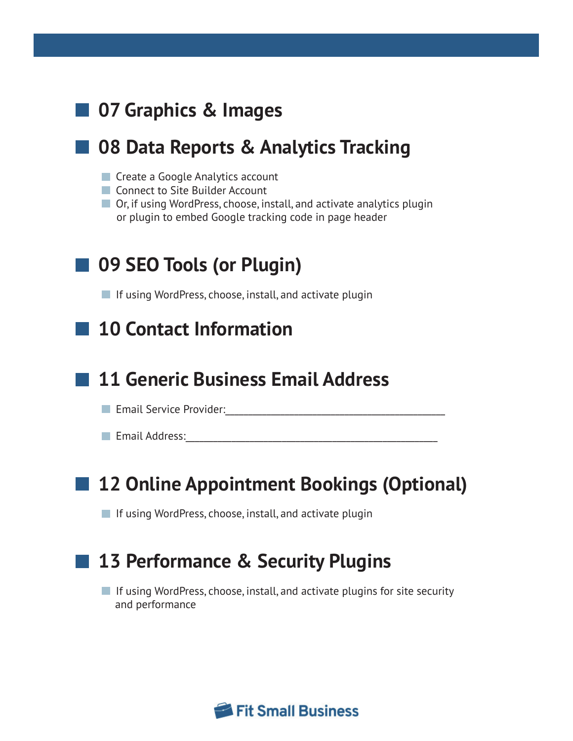## 07 Graphics & Images

## 08 Data Reports & Analytics Tracking

- Create a Google Analytics account
- Connect to Site Builder Account
- Or, if using WordPress, choose, install, and activate analytics plugin or plugin to embed Google tracking code in page header

## 09 SEO Tools (or Plugin)

- If using WordPress, choose, install, and activate plugin

## 10 Contact Information

## 11 Generic Business Email Address

- Email Service Provider:________________________________________

- Email Address:______________________________________________

## 12 Online Appointment Bookings (Optional)

- If using WordPress, choose, install, and activate plugin

## 13 Performance & Security Plugins

- If using WordPress, choose, install, and activate plugins for site security and performance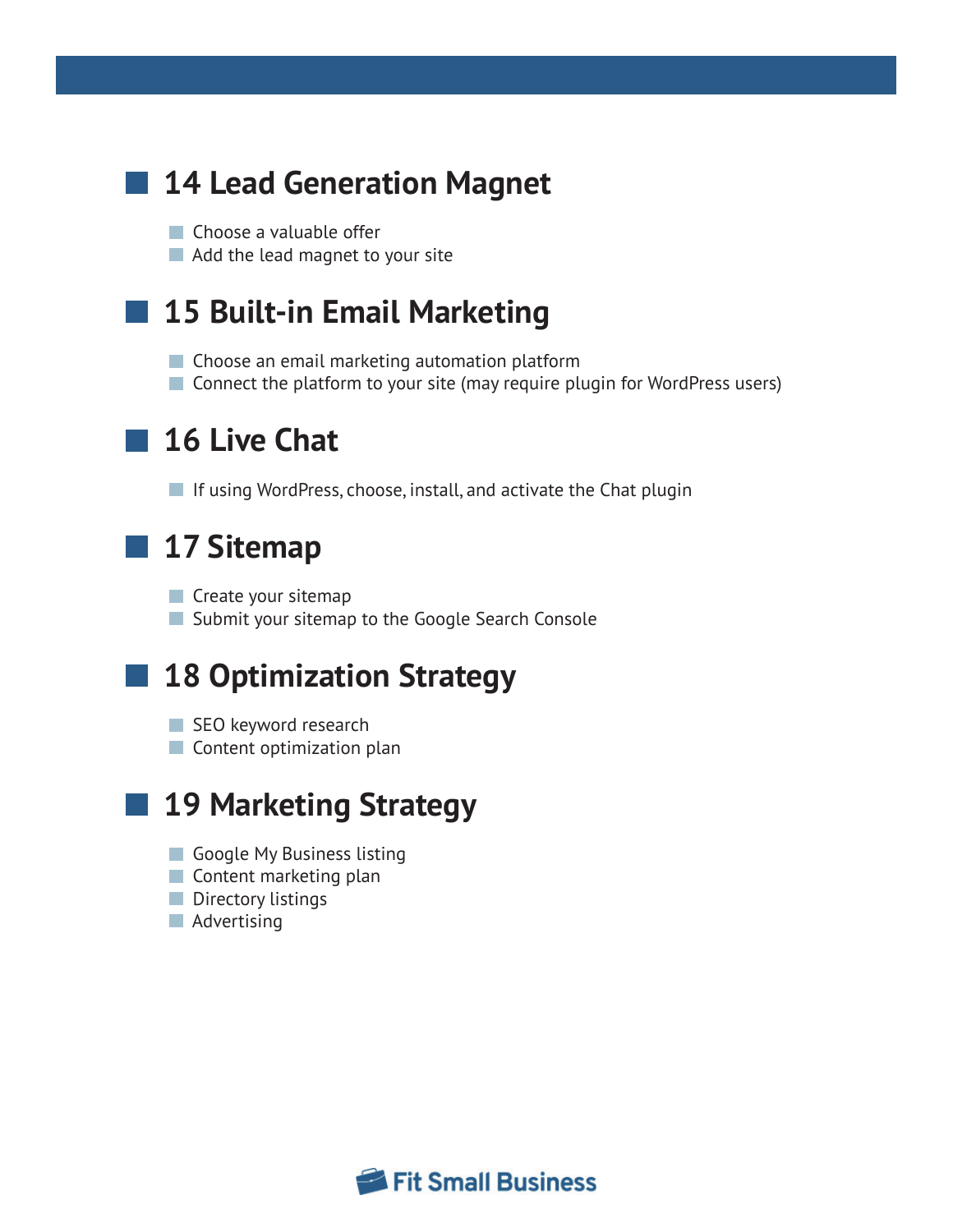## 14 Lead Generation Magnet

- Choose a valuable offer
- Add the lead magnet to your site

## 15 Built-in Email Marketing

- Choose an email marketing automation platform
- Connect the platform to your site (may require plugin for WordPress users)

## 16 Live Chat

- If using WordPress, choose, install, and activate the Chat plugin

## 17 Sitemap

- Create your sitemap
- Submit your sitemap to the Google Search Console

## 18 Optimization Strategy

- SEO keyword research
- Content optimization plan

## 19 Marketing Strategy

- Google My Business listing
- Content marketing plan
- Directory listings
- Advertising